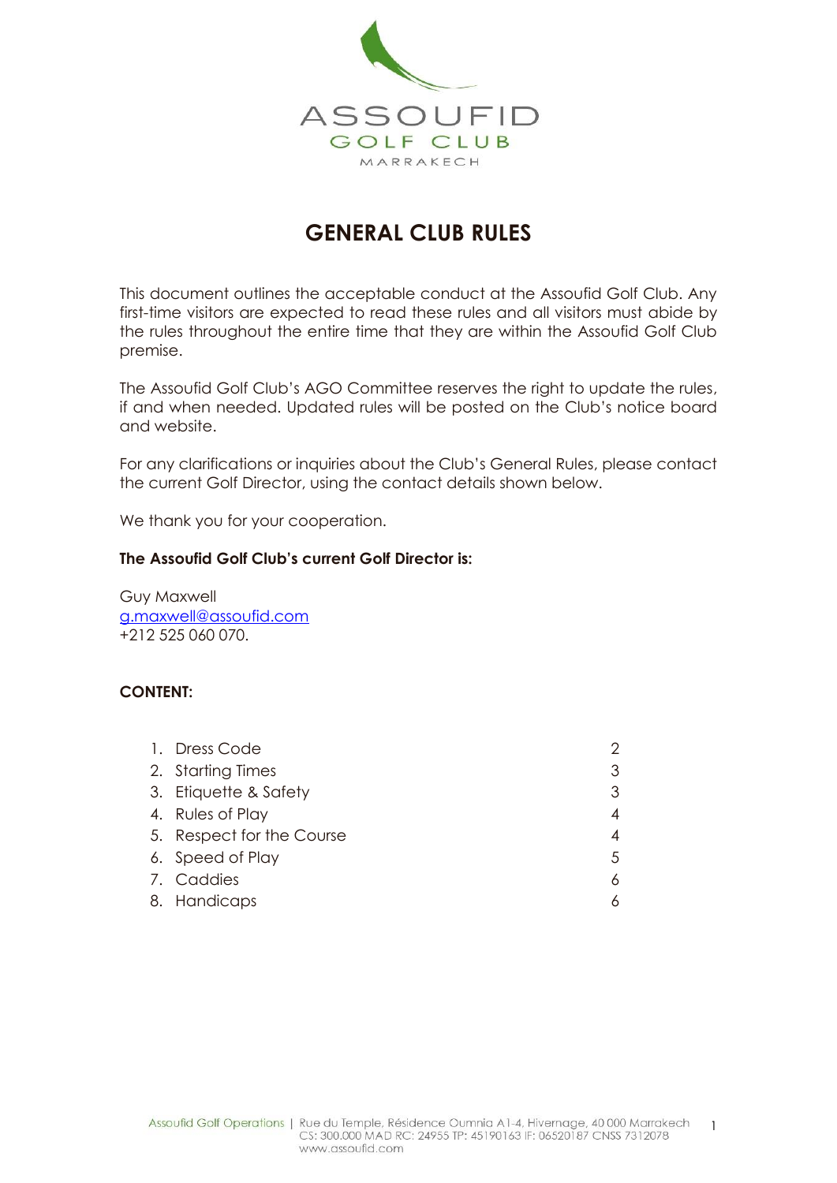ASSOUFID
GOLF CLUB
MARRAKECH

# GENERAL CLUB RULES

This document outlines the acceptable conduct at the Assoufid Golf Club. Any first-time visitors are expected to read these rules and all visitors must abide by the rules throughout the entire time that they are within the Assoufid Golf Club premise.

The Assoufid Golf Club's AGO Committee reserves the right to update the rules, if and when needed. Updated rules will be posted on the Club's notice board and website.

For any clarifications or inquiries about the Club's General Rules, please contact the current Golf Director, using the contact details shown below.

We thank you for your cooperation.

**The Assoufid Golf Club's current Golf Director is:**

Guy Maxwell
g.maxwell@assoufid.com
+212 525 060 070.

**CONTENT:**

1. Dress Code — 2
2. Starting Times — 3
3. Etiquette & Safety — 3
4. Rules of Play — 4
5. Respect for the Course — 4
6. Speed of Play — 5
7. Caddies — 6
8. Handicaps — 6

Assoufid Golf Operations | Rue du Temple, Résidence Oumnia A1-4, Hivernage, 40 000 Marrakech
CS: 300.000 MAD RC: 24955 TP: 45190163 IF: 06520187 CNSS 7312078
www.assoufid.com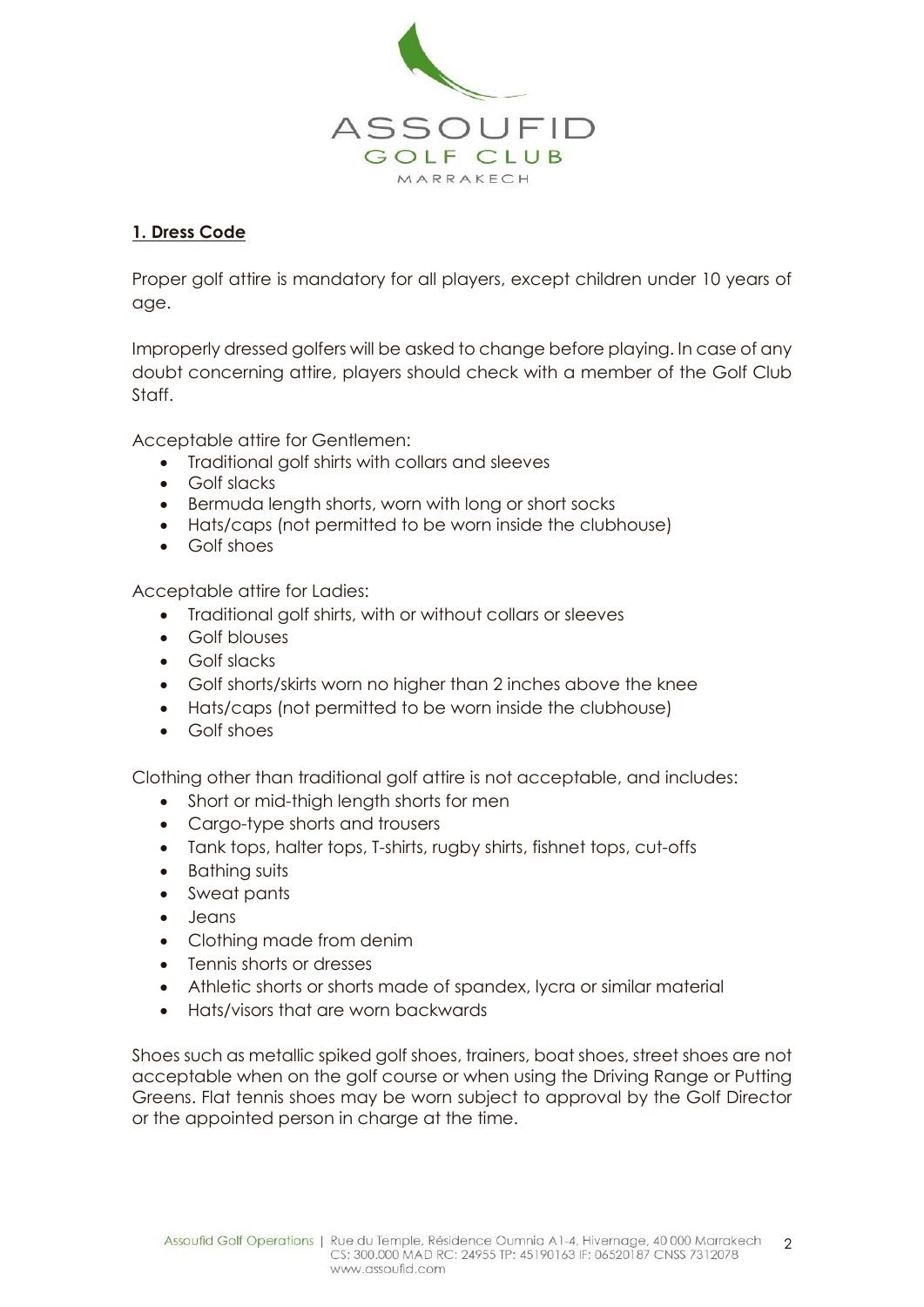## 1. Dress Code

Proper golf attire is mandatory for all players, except children under 10 years of age.

Improperly dressed golfers will be asked to change before playing. In case of any doubt concerning attire, players should check with a member of the Golf Club Staff.

Acceptable attire for Gentlemen:

- Traditional golf shirts with collars and sleeves
- Golf slacks
- Bermuda length shorts, worn with long or short socks
- Hats/caps (not permitted to be worn inside the clubhouse)
- Golf shoes

Acceptable attire for Ladies:

- Traditional golf shirts, with or without collars or sleeves
- Golf blouses
- Golf slacks
- Golf shorts/skirts worn no higher than 2 inches above the knee
- Hats/caps (not permitted to be worn inside the clubhouse)
- Golf shoes

Clothing other than traditional golf attire is not acceptable, and includes:

- Short or mid-thigh length shorts for men
- Cargo-type shorts and trousers
- Tank tops, halter tops, T-shirts, rugby shirts, fishnet tops, cut-offs
- Bathing suits
- Sweat pants
- Jeans
- Clothing made from denim
- Tennis shorts or dresses
- Athletic shorts or shorts made of spandex, lycra or similar material
- Hats/visors that are worn backwards

Shoes such as metallic spiked golf shoes, trainers, boat shoes, street shoes are not acceptable when on the golf course or when using the Driving Range or Putting Greens. Flat tennis shoes may be worn subject to approval by the Golf Director or the appointed person in charge at the time.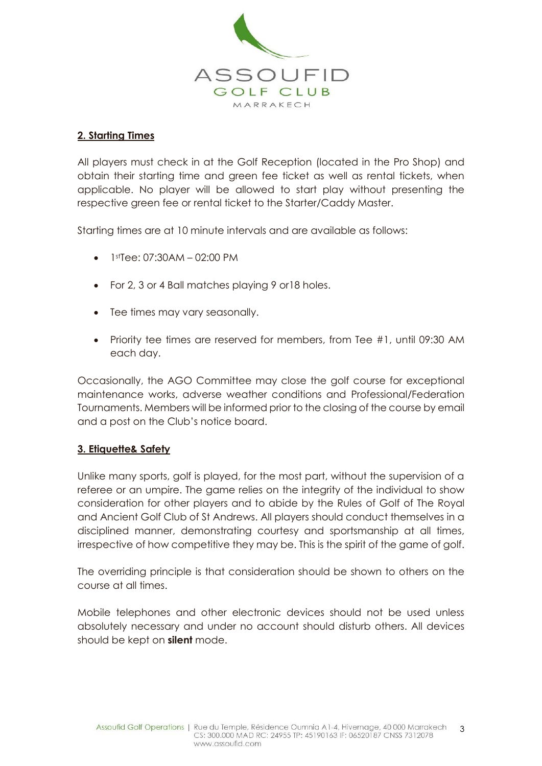## 2. Starting Times

All players must check in at the Golf Reception (located in the Pro Shop) and obtain their starting time and green fee ticket as well as rental tickets, when applicable. No player will be allowed to start play without presenting the respective green fee or rental ticket to the Starter/Caddy Master.

Starting times are at 10 minute intervals and are available as follows:

- 1st Tee: 07:30AM – 02:00 PM
- For 2, 3 or 4 Ball matches playing 9 or18 holes.
- Tee times may vary seasonally.
- Priority tee times are reserved for members, from Tee #1, until 09:30 AM each day.

Occasionally, the AGO Committee may close the golf course for exceptional maintenance works, adverse weather conditions and Professional/Federation Tournaments. Members will be informed prior to the closing of the course by email and a post on the Club's notice board.

## 3. Etiquette& Safety

Unlike many sports, golf is played, for the most part, without the supervision of a referee or an umpire. The game relies on the integrity of the individual to show consideration for other players and to abide by the Rules of Golf of The Royal and Ancient Golf Club of St Andrews. All players should conduct themselves in a disciplined manner, demonstrating courtesy and sportsmanship at all times, irrespective of how competitive they may be. This is the spirit of the game of golf.

The overriding principle is that consideration should be shown to others on the course at all times.

Mobile telephones and other electronic devices should not be used unless absolutely necessary and under no account should disturb others. All devices should be kept on **silent** mode.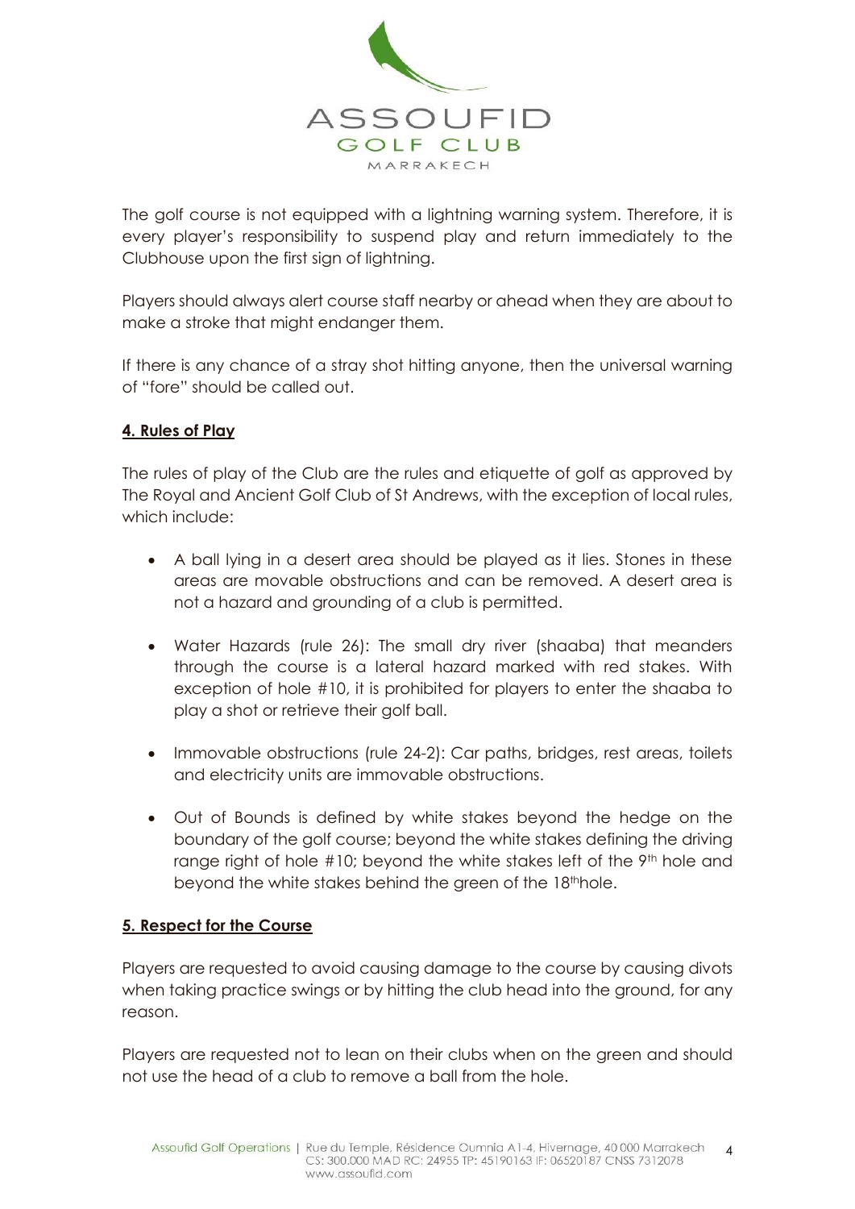The golf course is not equipped with a lightning warning system. Therefore, it is every player's responsibility to suspend play and return immediately to the Clubhouse upon the first sign of lightning.

Players should always alert course staff nearby or ahead when they are about to make a stroke that might endanger them.

If there is any chance of a stray shot hitting anyone, then the universal warning of "fore" should be called out.

## 4. Rules of Play

The rules of play of the Club are the rules and etiquette of golf as approved by The Royal and Ancient Golf Club of St Andrews, with the exception of local rules, which include:

- A ball lying in a desert area should be played as it lies. Stones in these areas are movable obstructions and can be removed. A desert area is not a hazard and grounding of a club is permitted.
- Water Hazards (rule 26): The small dry river (shaaba) that meanders through the course is a lateral hazard marked with red stakes. With exception of hole #10, it is prohibited for players to enter the shaaba to play a shot or retrieve their golf ball.
- Immovable obstructions (rule 24-2): Car paths, bridges, rest areas, toilets and electricity units are immovable obstructions.
- Out of Bounds is defined by white stakes beyond the hedge on the boundary of the golf course; beyond the white stakes defining the driving range right of hole #10; beyond the white stakes left of the 9th hole and beyond the white stakes behind the green of the 18th hole.

## 5. Respect for the Course

Players are requested to avoid causing damage to the course by causing divots when taking practice swings or by hitting the club head into the ground, for any reason.

Players are requested not to lean on their clubs when on the green and should not use the head of a club to remove a ball from the hole.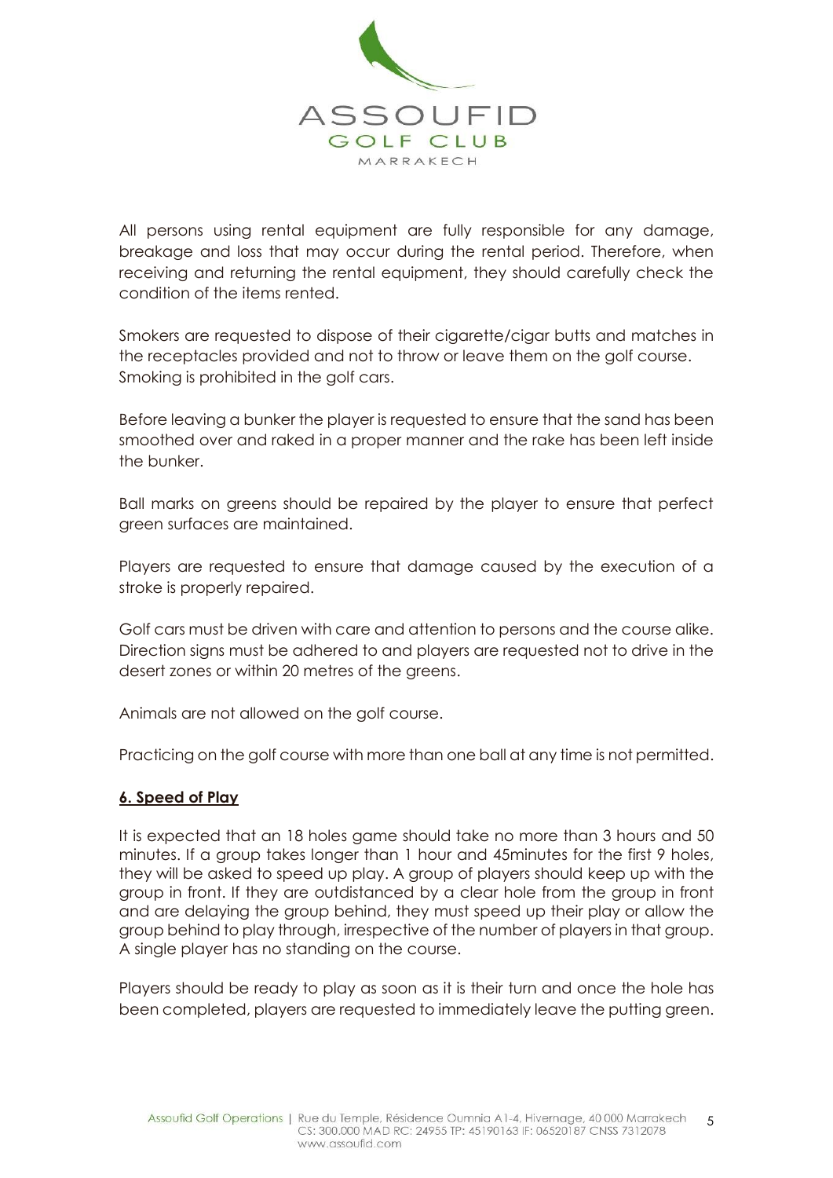All persons using rental equipment are fully responsible for any damage, breakage and loss that may occur during the rental period. Therefore, when receiving and returning the rental equipment, they should carefully check the condition of the items rented.

Smokers are requested to dispose of their cigarette/cigar butts and matches in the receptacles provided and not to throw or leave them on the golf course. Smoking is prohibited in the golf cars.

Before leaving a bunker the player is requested to ensure that the sand has been smoothed over and raked in a proper manner and the rake has been left inside the bunker.

Ball marks on greens should be repaired by the player to ensure that perfect green surfaces are maintained.

Players are requested to ensure that damage caused by the execution of a stroke is properly repaired.

Golf cars must be driven with care and attention to persons and the course alike. Direction signs must be adhered to and players are requested not to drive in the desert zones or within 20 metres of the greens.

Animals are not allowed on the golf course.

Practicing on the golf course with more than one ball at any time is not permitted.

## 6. Speed of Play

It is expected that an 18 holes game should take no more than 3 hours and 50 minutes. If a group takes longer than 1 hour and 45minutes for the first 9 holes, they will be asked to speed up play. A group of players should keep up with the group in front. If they are outdistanced by a clear hole from the group in front and are delaying the group behind, they must speed up their play or allow the group behind to play through, irrespective of the number of players in that group. A single player has no standing on the course.

Players should be ready to play as soon as it is their turn and once the hole has been completed, players are requested to immediately leave the putting green.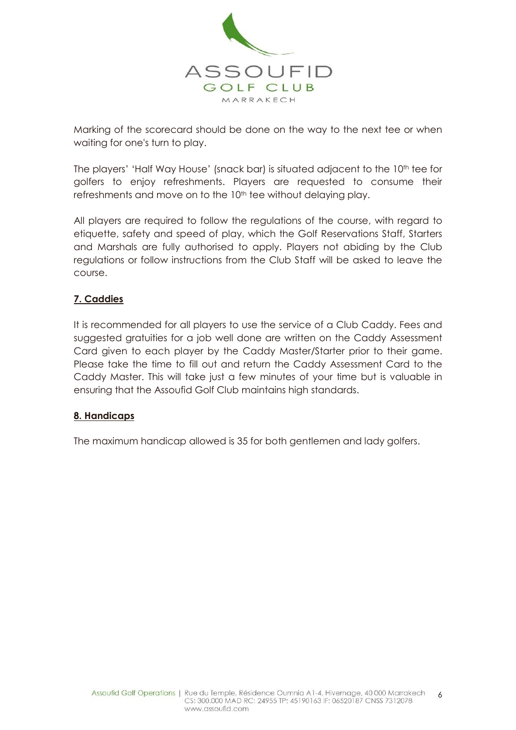Marking of the scorecard should be done on the way to the next tee or when waiting for one's turn to play.

The players' 'Half Way House' (snack bar) is situated adjacent to the 10th tee for golfers to enjoy refreshments. Players are requested to consume their refreshments and move on to the 10th tee without delaying play.

All players are required to follow the regulations of the course, with regard to etiquette, safety and speed of play, which the Golf Reservations Staff, Starters and Marshals are fully authorised to apply. Players not abiding by the Club regulations or follow instructions from the Club Staff will be asked to leave the course.

## 7. Caddies

It is recommended for all players to use the service of a Club Caddy. Fees and suggested gratuities for a job well done are written on the Caddy Assessment Card given to each player by the Caddy Master/Starter prior to their game. Please take the time to fill out and return the Caddy Assessment Card to the Caddy Master. This will take just a few minutes of your time but is valuable in ensuring that the Assoufid Golf Club maintains high standards.

## 8. Handicaps

The maximum handicap allowed is 35 for both gentlemen and lady golfers.